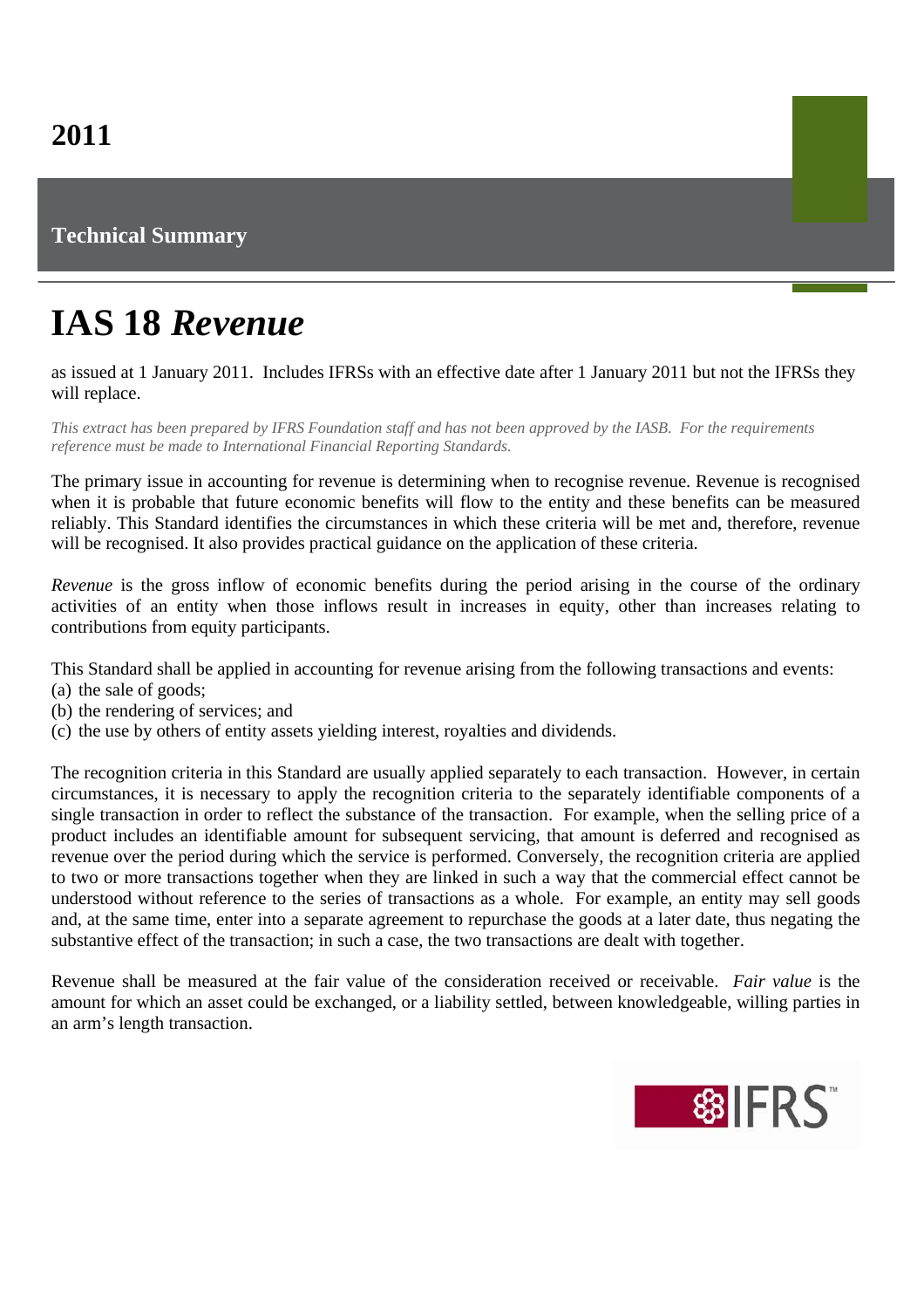**2011**

**Technical Summary**

# IAS 18 *Revenue*

as issued at 1 January 2011. Includes IFRSs with an effective date after 1 January 2011 but not the IFRSs they will replace.

*This extract has been prepared by IFRS Foundation staff and has not been approved by the IASB. For the requirements reference must be made to International Financial Reporting Standards.*

The primary issue in accounting for revenue is determining when to recognise revenue. Revenue is recognised when it is probable that future economic benefits will flow to the entity and these benefits can be measured reliably. This Standard identifies the circumstances in which these criteria will be met and, therefore, revenue will be recognised. It also provides practical guidance on the application of these criteria.

*Revenue* is the gross inflow of economic benefits during the period arising in the course of the ordinary activities of an entity when those inflows result in increases in equity, other than increases relating to contributions from equity participants.

This Standard shall be applied in accounting for revenue arising from the following transactions and events:

(a) the sale of goods;
(b) the rendering of services; and
(c) the use by others of entity assets yielding interest, royalties and dividends.

The recognition criteria in this Standard are usually applied separately to each transaction. However, in certain circumstances, it is necessary to apply the recognition criteria to the separately identifiable components of a single transaction in order to reflect the substance of the transaction. For example, when the selling price of a product includes an identifiable amount for subsequent servicing, that amount is deferred and recognised as revenue over the period during which the service is performed. Conversely, the recognition criteria are applied to two or more transactions together when they are linked in such a way that the commercial effect cannot be understood without reference to the series of transactions as a whole. For example, an entity may sell goods and, at the same time, enter into a separate agreement to repurchase the goods at a later date, thus negating the substantive effect of the transaction; in such a case, the two transactions are dealt with together.

Revenue shall be measured at the fair value of the consideration received or receivable. *Fair value* is the amount for which an asset could be exchanged, or a liability settled, between knowledgeable, willing parties in an arm's length transaction.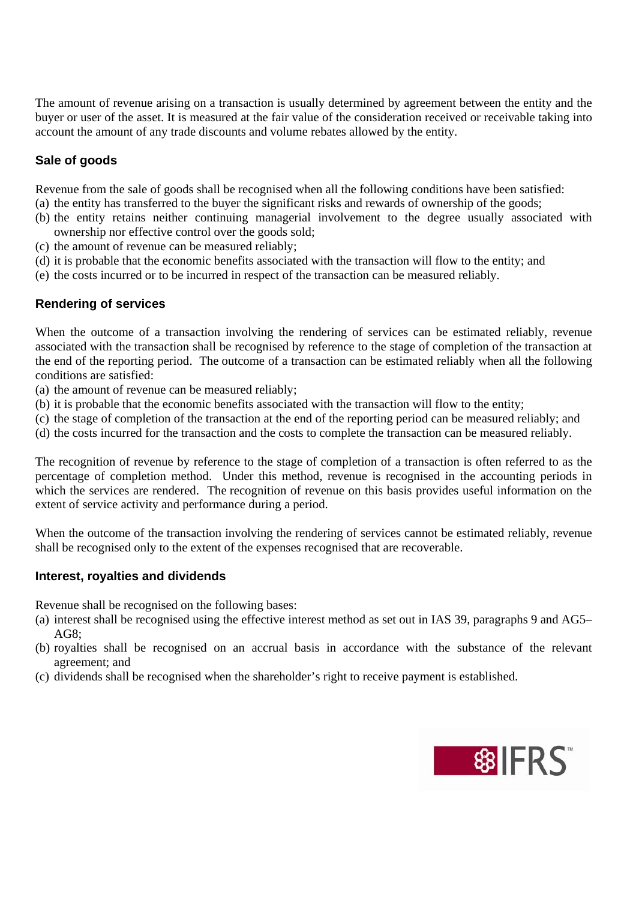The amount of revenue arising on a transaction is usually determined by agreement between the entity and the buyer or user of the asset. It is measured at the fair value of the consideration received or receivable taking into account the amount of any trade discounts and volume rebates allowed by the entity.

### Sale of goods

Revenue from the sale of goods shall be recognised when all the following conditions have been satisfied:

(a) the entity has transferred to the buyer the significant risks and rewards of ownership of the goods;
(b) the entity retains neither continuing managerial involvement to the degree usually associated with ownership nor effective control over the goods sold;
(c) the amount of revenue can be measured reliably;
(d) it is probable that the economic benefits associated with the transaction will flow to the entity; and
(e) the costs incurred or to be incurred in respect of the transaction can be measured reliably.

### Rendering of services

When the outcome of a transaction involving the rendering of services can be estimated reliably, revenue associated with the transaction shall be recognised by reference to the stage of completion of the transaction at the end of the reporting period. The outcome of a transaction can be estimated reliably when all the following conditions are satisfied:

(a) the amount of revenue can be measured reliably;
(b) it is probable that the economic benefits associated with the transaction will flow to the entity;
(c) the stage of completion of the transaction at the end of the reporting period can be measured reliably; and
(d) the costs incurred for the transaction and the costs to complete the transaction can be measured reliably.

The recognition of revenue by reference to the stage of completion of a transaction is often referred to as the percentage of completion method. Under this method, revenue is recognised in the accounting periods in which the services are rendered. The recognition of revenue on this basis provides useful information on the extent of service activity and performance during a period.

When the outcome of the transaction involving the rendering of services cannot be estimated reliably, revenue shall be recognised only to the extent of the expenses recognised that are recoverable.

### Interest, royalties and dividends

Revenue shall be recognised on the following bases:

(a) interest shall be recognised using the effective interest method as set out in IAS 39, paragraphs 9 and AG5–AG8;
(b) royalties shall be recognised on an accrual basis in accordance with the substance of the relevant agreement; and
(c) dividends shall be recognised when the shareholder's right to receive payment is established.

IFRS™